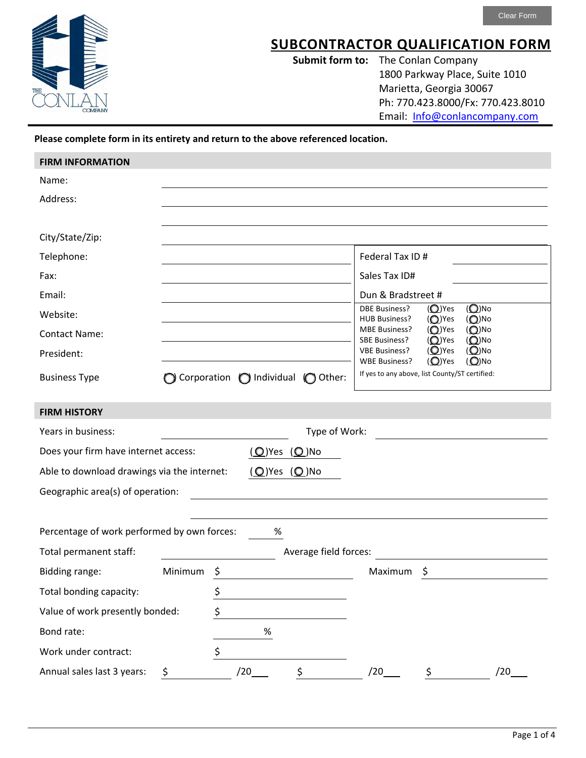Clear Form

# SUBCONTRACTOR QUALIFICATION FORM

**Submit form to:** The Conlan Company
1800 Parkway Place, Suite 1010
Marietta, Georgia 30067
Ph: 770.423.8000/Fx: 770.423.8010
Email: Info@conlancompany.com

**Please complete form in its entirety and return to the above referenced location.**

## FIRM INFORMATION

Name: ______________________________

Address: ______________________________

______________________________

City/State/Zip: ______________________________

Telephone: ______________________________

Fax: ______________________________

Email: ______________________________

Website: ______________________________

Contact Name: ______________________________

President: ______________________________

Business Type ( ) Corporation ( ) Individual ( ) Other:

Federal Tax ID # ____________

Sales Tax ID# ____________

Dun & Bradstreet # ____________

| | | |
|---|---|---|
| DBE Business? | ( )Yes | ( )No |
| HUB Business? | ( )Yes | ( )No |
| MBE Business? | ( )Yes | ( )No |
| SBE Business? | ( )Yes | ( )No |
| VBE Business? | ( )Yes | ( )No |
| WBE Business? | ( )Yes | ( )No |

If yes to any above, list County/ST certified:

## FIRM HISTORY

Years in business: ____________ Type of Work: ____________

Does your firm have internet access: ( )Yes ( )No

Able to download drawings via the internet: ( )Yes ( )No

Geographic area(s) of operation: ______________________________

______________________________

Percentage of work performed by own forces: ____ %

Total permanent staff: ____________ Average field forces: ____________

Bidding range: Minimum $ ____________ Maximum $ ____________

Total bonding capacity: $ ____________

Value of work presently bonded: $ ____________

Bond rate: ____ %

Work under contract: $ ____________

Annual sales last 3 years: $ ________ /20___ $ ________ /20___ $ ________ /20___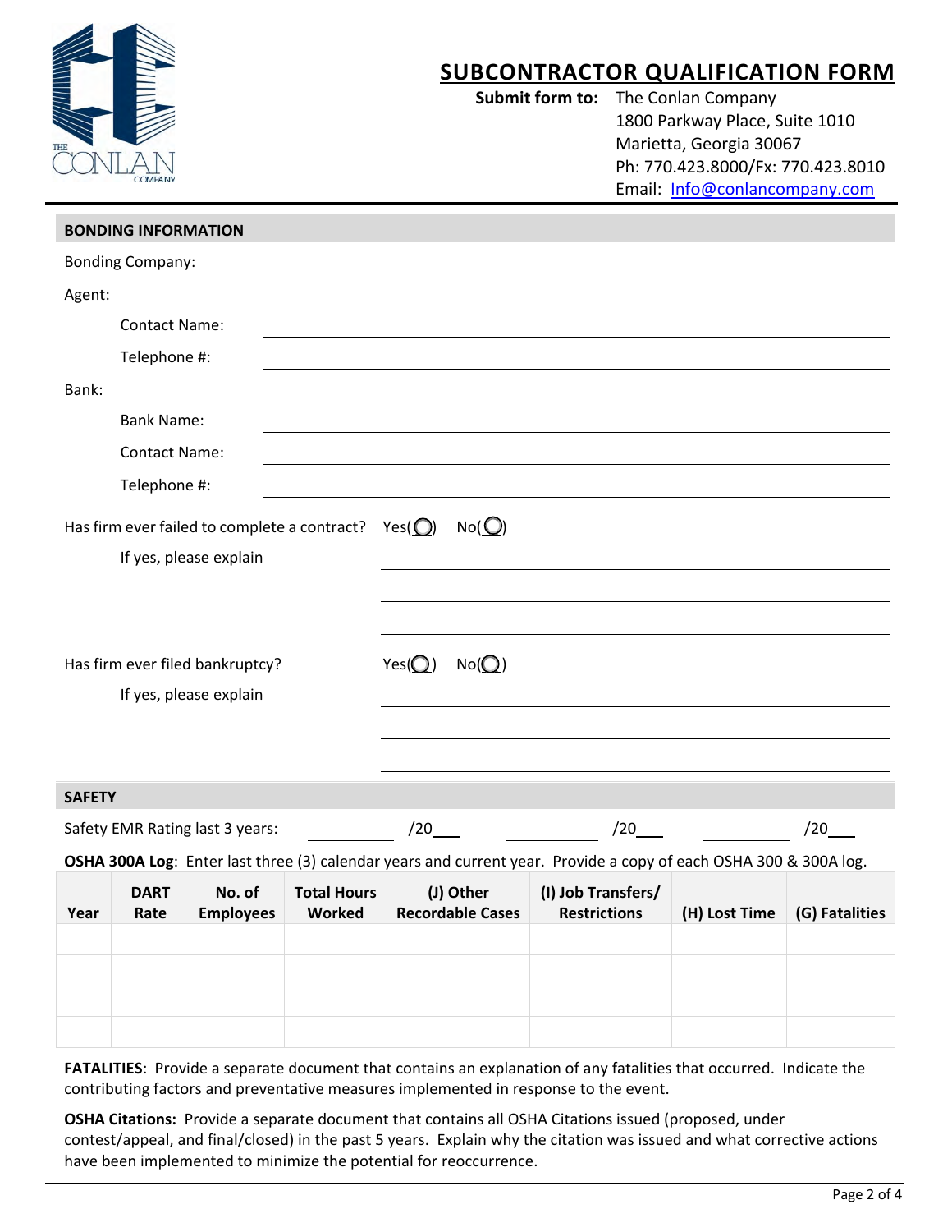# SUBCONTRACTOR QUALIFICATION FORM

**Submit form to:** The Conlan Company
1800 Parkway Place, Suite 1010
Marietta, Georgia 30067
Ph: 770.423.8000/Fx: 770.423.8010
Email: Info@conlancompany.com

## BONDING INFORMATION

Bonding Company: ______________________________

Agent:

- Contact Name: ______________________________
- Telephone #: ______________________________

Bank:

- Bank Name: ______________________________
- Contact Name: ______________________________
- Telephone #: ______________________________

Has firm ever failed to complete a contract? Yes( ) No( )

If yes, please explain ______________________________

______________________________

______________________________

Has firm ever filed bankruptcy? Yes( ) No( )

If yes, please explain ______________________________

______________________________

______________________________

## SAFETY

Safety EMR Rating last 3 years: ________ /20___ ________ /20___ ________ /20___

**OSHA 300A Log**: Enter last three (3) calendar years and current year. Provide a copy of each OSHA 300 & 300A log.

| Year | DART Rate | No. of Employees | Total Hours Worked | (J) Other Recordable Cases | (I) Job Transfers/ Restrictions | (H) Lost Time | (G) Fatalities |
|---|---|---|---|---|---|---|---|
| | | | | | | | |
| | | | | | | | |
| | | | | | | | |
| | | | | | | | |

**FATALITIES**: Provide a separate document that contains an explanation of any fatalities that occurred. Indicate the contributing factors and preventative measures implemented in response to the event.

**OSHA Citations:** Provide a separate document that contains all OSHA Citations issued (proposed, under contest/appeal, and final/closed) in the past 5 years. Explain why the citation was issued and what corrective actions have been implemented to minimize the potential for reoccurrence.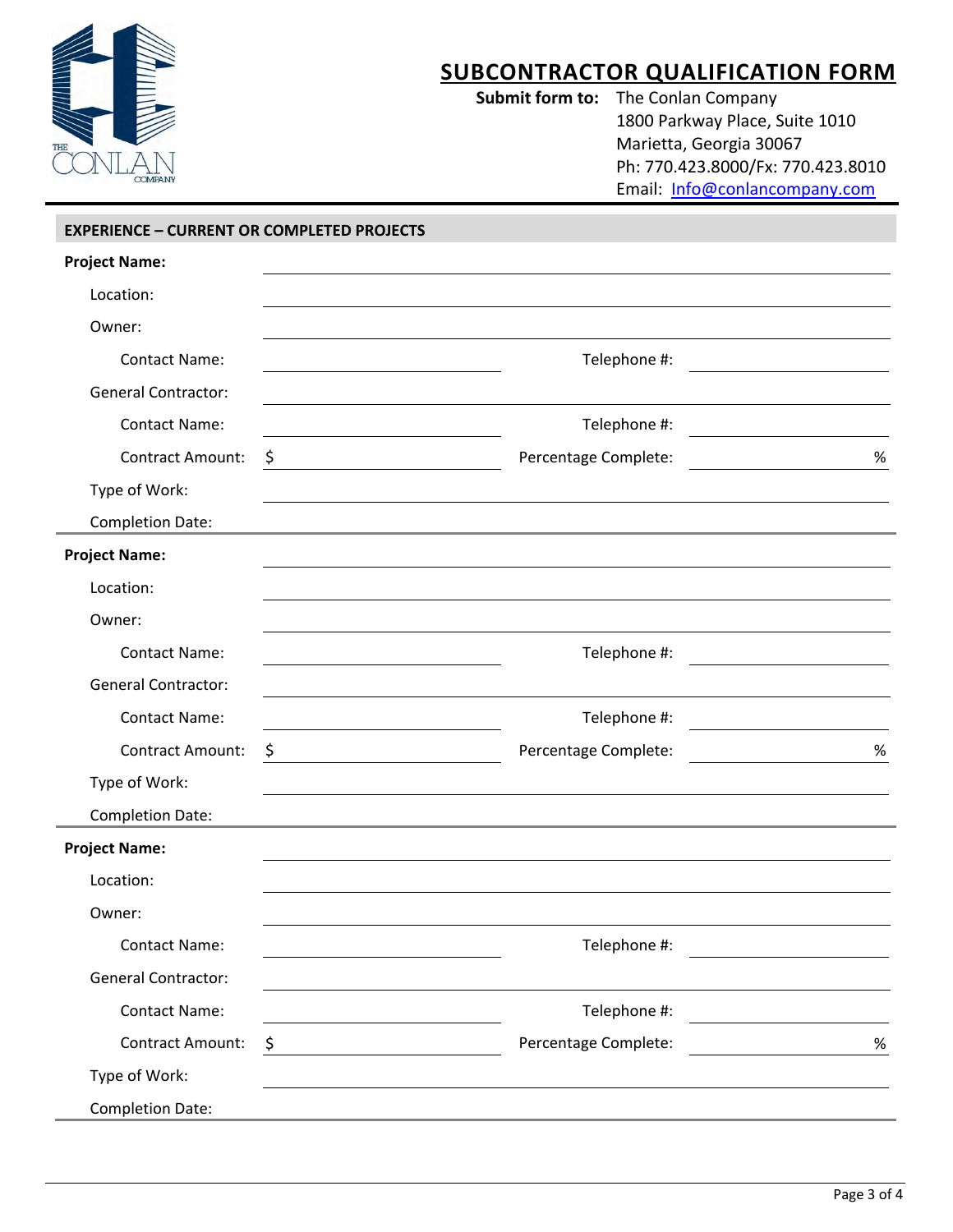# SUBCONTRACTOR QUALIFICATION FORM

**Submit form to:** The Conlan Company
1800 Parkway Place, Suite 1010
Marietta, Georgia 30067
Ph: 770.423.8000/Fx: 770.423.8010
Email: Info@conlancompany.com

## EXPERIENCE – CURRENT OR COMPLETED PROJECTS

**Project Name:** ______________________________

Location: ______________________________

Owner: ______________________________

Contact Name: ______________________________ Telephone #: ______________________________

General Contractor: ______________________________

Contact Name: ______________________________ Telephone #: ______________________________

Contract Amount: $ ______________________________ Percentage Complete: ______________________________ %

Type of Work: ______________________________

Completion Date: ______________________________

---

**Project Name:** ______________________________

Location: ______________________________

Owner: ______________________________

Contact Name: ______________________________ Telephone #: ______________________________

General Contractor: ______________________________

Contact Name: ______________________________ Telephone #: ______________________________

Contract Amount: $ ______________________________ Percentage Complete: ______________________________ %

Type of Work: ______________________________

Completion Date: ______________________________

---

**Project Name:** ______________________________

Location: ______________________________

Owner: ______________________________

Contact Name: ______________________________ Telephone #: ______________________________

General Contractor: ______________________________

Contact Name: ______________________________ Telephone #: ______________________________

Contract Amount: $ ______________________________ Percentage Complete: ______________________________ %

Type of Work: ______________________________

Completion Date: ______________________________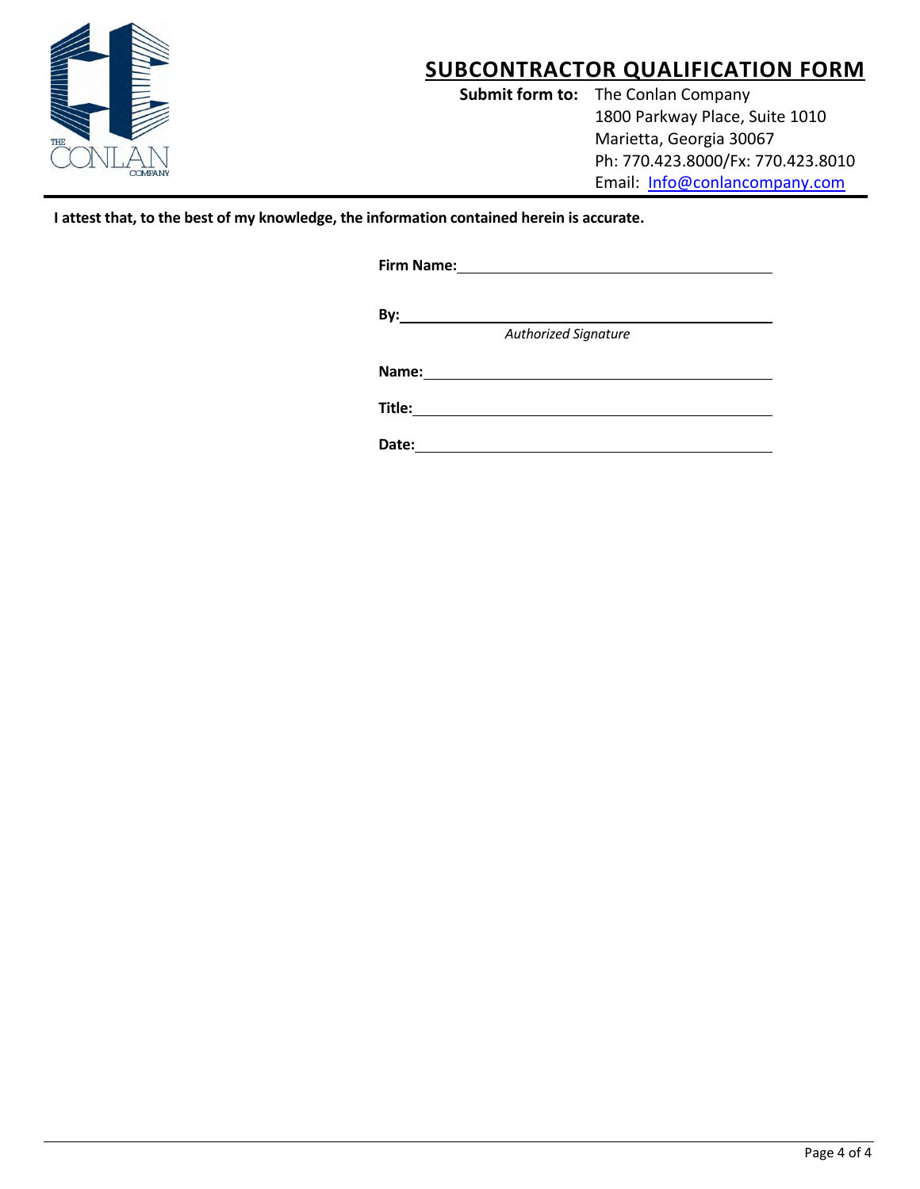# SUBCONTRACTOR QUALIFICATION FORM

**Submit form to:** The Conlan Company
1800 Parkway Place, Suite 1010
Marietta, Georgia 30067
Ph: 770.423.8000/Fx: 770.423.8010
Email: Info@conlancompany.com

**I attest that, to the best of my knowledge, the information contained herein is accurate.**

**Firm Name:** ______________________________

**By:** ______________________________
*Authorized Signature*

**Name:** ______________________________

**Title:** ______________________________

**Date:** ______________________________